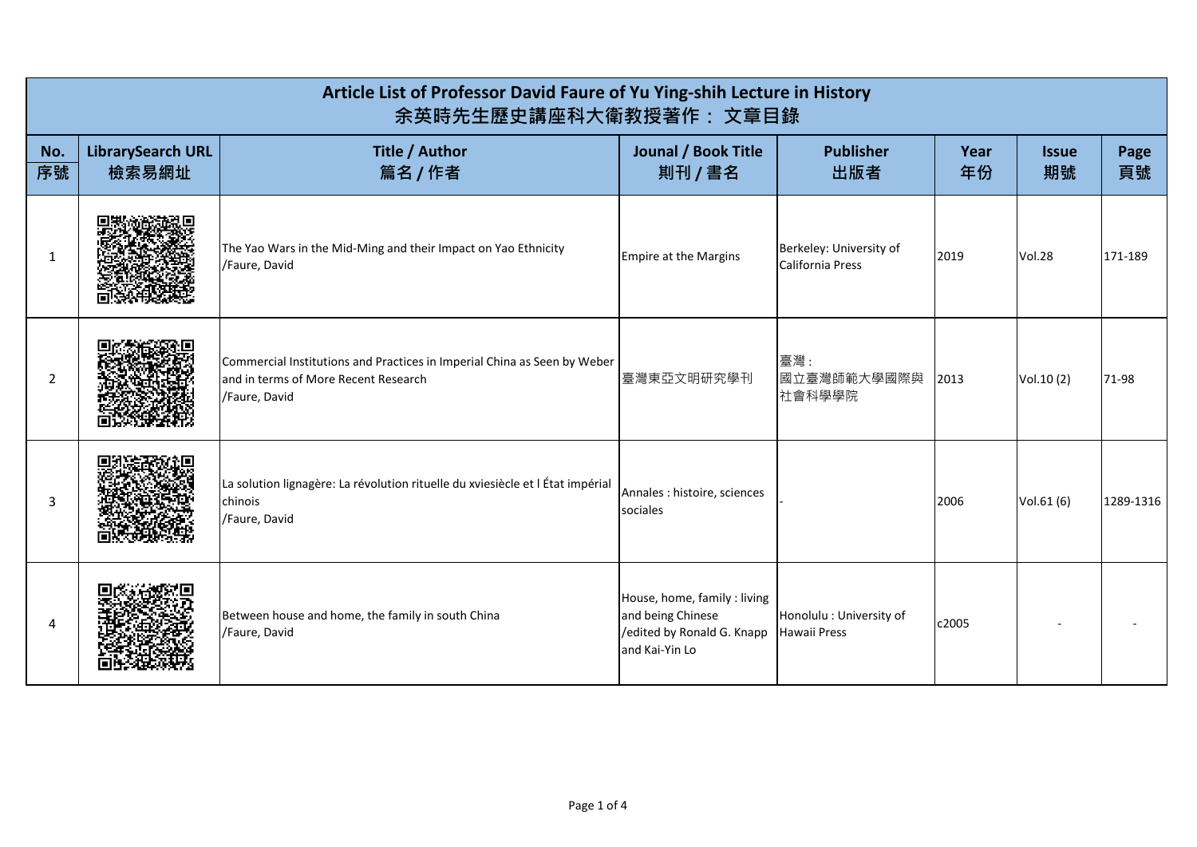| Article List of Professor David Faure of Yu Ying-shih Lecture in History<br>余英時先生歷史講座科大衛教授著作：文章目錄 | | | | | | | |
|---|---|---|---|---|---|---|---|
| **No.<br>序號** | **LibrarySearch URL<br>檢索易網址** | **Title / Author<br>篇名 / 作者** | **Jounal / Book Title<br>期刊 / 書名** | **Publisher<br>出版者** | **Year<br>年份** | **Issue<br>期號** | **Page<br>頁號** |
| 1 | | The Yao Wars in the Mid-Ming and their Impact on Yao Ethnicity<br>/Faure, David | Empire at the Margins | Berkeley: University of California Press | 2019 | Vol.28 | 171-189 |
| 2 | | Commercial Institutions and Practices in Imperial China as Seen by Weber and in terms of More Recent Research<br>/Faure, David | 臺灣東亞文明研究學刊 | 臺灣：<br>國立臺灣師範大學國際與社會科學學院 | 2013 | Vol.10 (2) | 71-98 |
| 3 | | La solution lignagère: La révolution rituelle du xviesiècle et l État impérial chinois<br>/Faure, David | Annales : histoire, sciences sociales | - | 2006 | Vol.61 (6) | 1289-1316 |
| 4 | | Between house and home, the family in south China<br>/Faure, David | House, home, family : living and being Chinese<br>/edited by Ronald G. Knapp and Kai-Yin Lo | Honolulu : University of Hawaii Press | c2005 | - | - |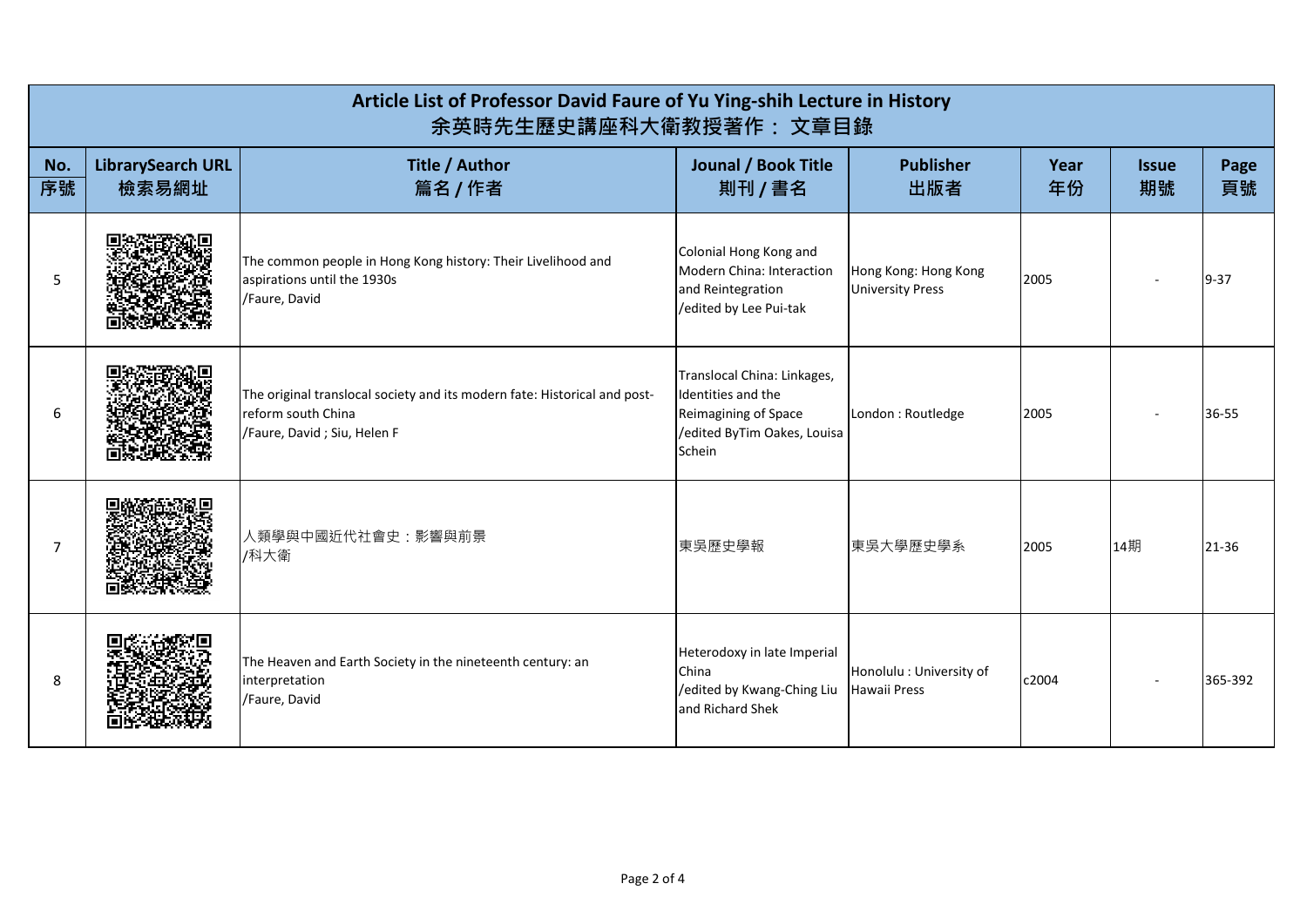| **Article List of Professor David Faure of Yu Ying-shih Lecture in History<br>余英時先生歷史講座科大衛教授著作： 文章目錄** | | | | | | | |
|---|---|---|---|---|---|---|---|
| **No.<br>序號** | **LibrarySearch URL<br>檢索易網址** | **Title / Author<br>篇名 / 作者** | **Jounal / Book Title<br>期刊 / 書名** | **Publisher<br>出版者** | **Year<br>年份** | **Issue<br>期號** | **Page<br>頁號** |
| 5 | | The common people in Hong Kong history: Their Livelihood and aspirations until the 1930s<br>/Faure, David | Colonial Hong Kong and Modern China: Interaction and Reintegration<br>/edited by Lee Pui-tak | Hong Kong: Hong Kong University Press | 2005 | - | 9-37 |
| 6 | | The original translocal society and its modern fate: Historical and post-reform south China<br>/Faure, David ; Siu, Helen F | Translocal China: Linkages, Identities and the Reimagining of Space<br>/edited ByTim Oakes, Louisa Schein | London : Routledge | 2005 | - | 36-55 |
| 7 | | 人類學與中國近代社會史：影響與前景<br>/科大衛 | 東吳歷史學報 | 東吳大學歷史學系 | 2005 | 14期 | 21-36 |
| 8 | | The Heaven and Earth Society in the nineteenth century: an interpretation<br>/Faure, David | Heterodoxy in late Imperial China<br>/edited by Kwang-Ching Liu and Richard Shek | Honolulu : University of Hawaii Press | c2004 | - | 365-392 |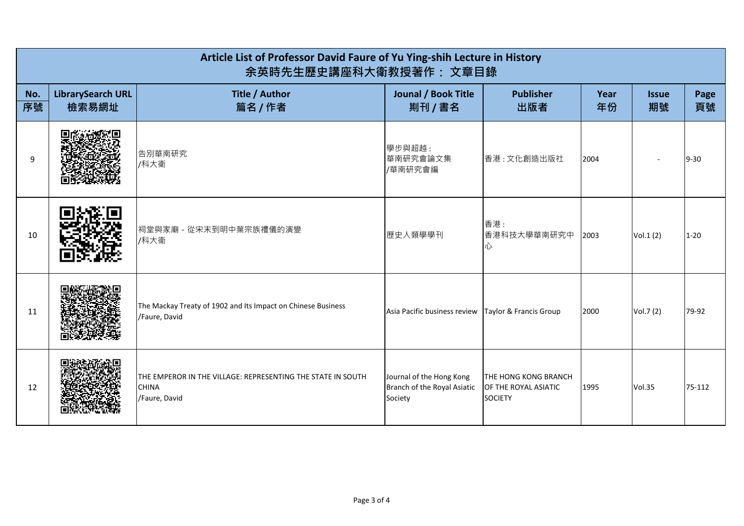# Article List of Professor David Faure of Yu Ying-shih Lecture in History
# 余英時先生歷史講座科大衛教授著作： 文章目錄

| No. 序號 | LibrarySearch URL 檢索易網址 | Title / Author 篇名 / 作者 | Jounal / Book Title 期刊 / 書名 | Publisher 出版者 | Year 年份 | Issue 期號 | Page 頁號 |
|---|---|---|---|---|---|---|---|
| 9 | | 告別華南研究 /科大衛 | 學步與超越：華南研究會論文集 /華南研究會編 | 香港：文化創造出版社 | 2004 | - | 9-30 |
| 10 | | 祠堂與家廟－從宋末到明中葉宗族禮儀的演變 /科大衛 | 歷史人類學學刊 | 香港：香港科技大學華南研究中心 | 2003 | Vol.1 (2) | 1-20 |
| 11 | | The Mackay Treaty of 1902 and Its Impact on Chinese Business /Faure, David | Asia Pacific business review | Taylor & Francis Group | 2000 | Vol.7 (2) | 79-92 |
| 12 | | THE EMPEROR IN THE VILLAGE: REPRESENTING THE STATE IN SOUTH CHINA /Faure, David | Journal of the Hong Kong Branch of the Royal Asiatic Society | THE HONG KONG BRANCH OF THE ROYAL ASIATIC SOCIETY | 1995 | Vol.35 | 75-112 |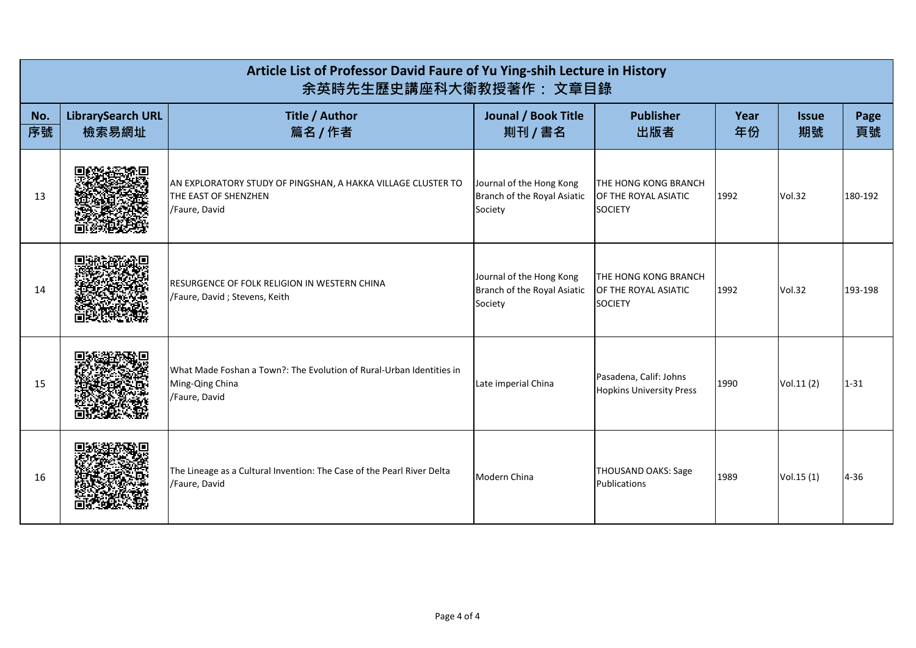| Article List of Professor David Faure of Yu Ying-shih Lecture in History<br>余英時先生歷史講座科大衛教授著作： 文章目錄 | | | | | | | |
|---|---|---|---|---|---|---|---|
| **No.<br>序號** | **LibrarySearch URL<br>檢索易網址** | **Title / Author<br>篇名 / 作者** | **Jounal / Book Title<br>則刊 / 書名** | **Publisher<br>出版者** | **Year<br>年份** | **Issue<br>期號** | **Page<br>頁號** |
| 13 | | AN EXPLORATORY STUDY OF PINGSHAN, A HAKKA VILLAGE CLUSTER TO THE EAST OF SHENZHEN<br>/Faure, David | Journal of the Hong Kong Branch of the Royal Asiatic Society | THE HONG KONG BRANCH OF THE ROYAL ASIATIC SOCIETY | 1992 | Vol.32 | 180-192 |
| 14 | | RESURGENCE OF FOLK RELIGION IN WESTERN CHINA<br>/Faure, David ; Stevens, Keith | Journal of the Hong Kong Branch of the Royal Asiatic Society | THE HONG KONG BRANCH OF THE ROYAL ASIATIC SOCIETY | 1992 | Vol.32 | 193-198 |
| 15 | | What Made Foshan a Town?: The Evolution of Rural-Urban Identities in Ming-Qing China<br>/Faure, David | Late imperial China | Pasadena, Calif: Johns Hopkins University Press | 1990 | Vol.11 (2) | 1-31 |
| 16 | | The Lineage as a Cultural Invention: The Case of the Pearl River Delta<br>/Faure, David | Modern China | THOUSAND OAKS: Sage Publications | 1989 | Vol.15 (1) | 4-36 |